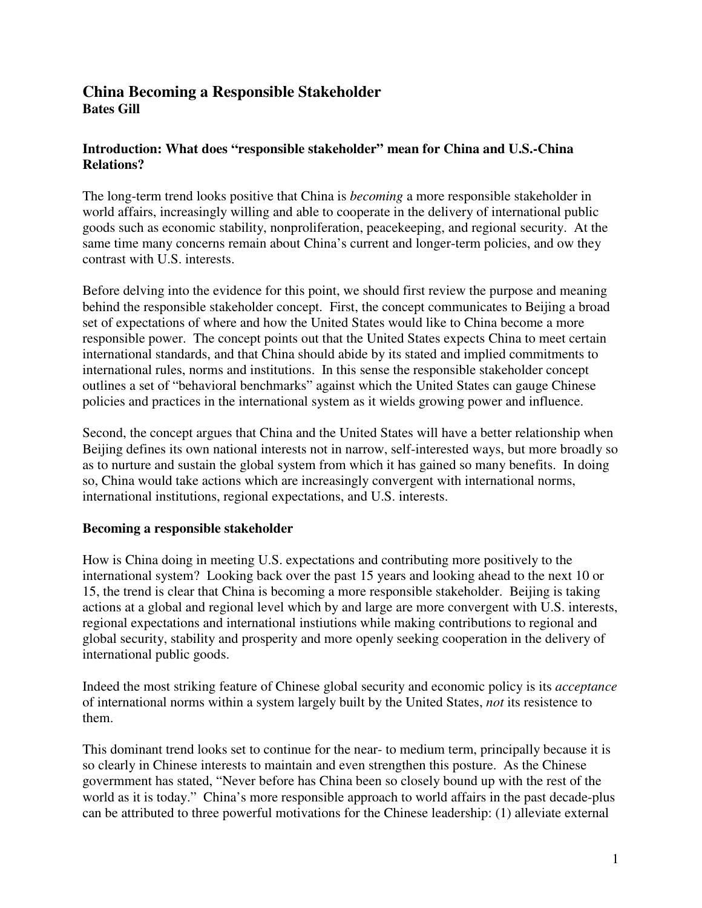# China Becoming a Responsible Stakeholder

**Bates Gill**

## Introduction: What does "responsible stakeholder" mean for China and U.S.-China Relations?

The long-term trend looks positive that China is *becoming* a more responsible stakeholder in world affairs, increasingly willing and able to cooperate in the delivery of international public goods such as economic stability, nonproliferation, peacekeeping, and regional security. At the same time many concerns remain about China's current and longer-term policies, and ow they contrast with U.S. interests.

Before delving into the evidence for this point, we should first review the purpose and meaning behind the responsible stakeholder concept. First, the concept communicates to Beijing a broad set of expectations of where and how the United States would like to China become a more responsible power. The concept points out that the United States expects China to meet certain international standards, and that China should abide by its stated and implied commitments to international rules, norms and institutions. In this sense the responsible stakeholder concept outlines a set of "behavioral benchmarks" against which the United States can gauge Chinese policies and practices in the international system as it wields growing power and influence.

Second, the concept argues that China and the United States will have a better relationship when Beijing defines its own national interests not in narrow, self-interested ways, but more broadly so as to nurture and sustain the global system from which it has gained so many benefits. In doing so, China would take actions which are increasingly convergent with international norms, international institutions, regional expectations, and U.S. interests.

## Becoming a responsible stakeholder

How is China doing in meeting U.S. expectations and contributing more positively to the international system? Looking back over the past 15 years and looking ahead to the next 10 or 15, the trend is clear that China is becoming a more responsible stakeholder. Beijing is taking actions at a global and regional level which by and large are more convergent with U.S. interests, regional expectations and international instiutions while making contributions to regional and global security, stability and prosperity and more openly seeking cooperation in the delivery of international public goods.

Indeed the most striking feature of Chinese global security and economic policy is its *acceptance* of international norms within a system largely built by the United States, *not* its resistence to them.

This dominant trend looks set to continue for the near- to medium term, principally because it is so clearly in Chinese interests to maintain and even strengthen this posture. As the Chinese govermment has stated, "Never before has China been so closely bound up with the rest of the world as it is today." China's more responsible approach to world affairs in the past decade-plus can be attributed to three powerful motivations for the Chinese leadership: (1) alleviate external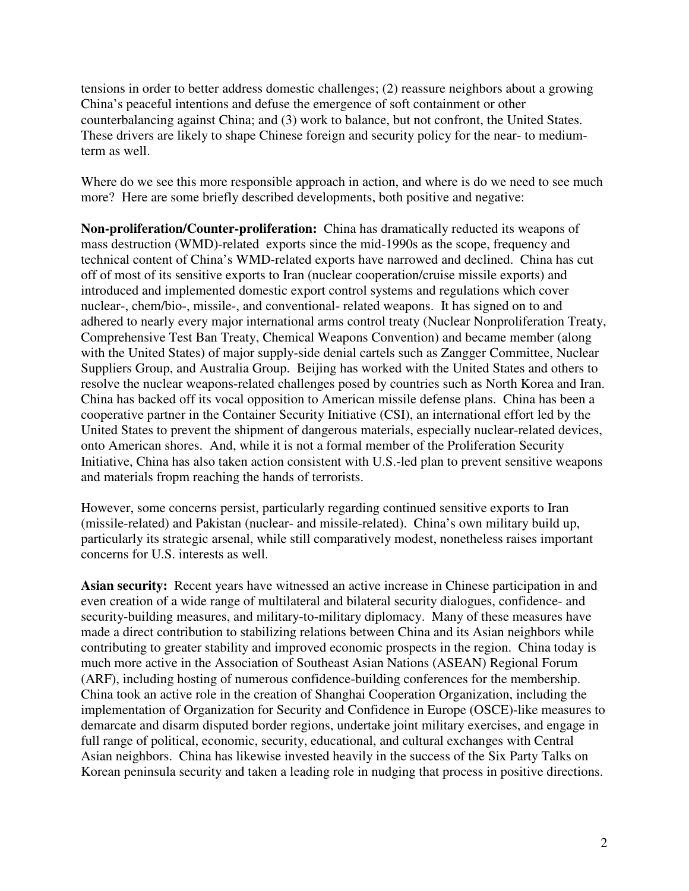tensions in order to better address domestic challenges; (2) reassure neighbors about a growing China's peaceful intentions and defuse the emergence of soft containment or other counterbalancing against China; and (3) work to balance, but not confront, the United States. These drivers are likely to shape Chinese foreign and security policy for the near- to medium-term as well.

Where do we see this more responsible approach in action, and where is do we need to see much more? Here are some briefly described developments, both positive and negative:

**Non-proliferation/Counter-proliferation:** China has dramatically reducted its weapons of mass destruction (WMD)-related exports since the mid-1990s as the scope, frequency and technical content of China's WMD-related exports have narrowed and declined. China has cut off of most of its sensitive exports to Iran (nuclear cooperation/cruise missile exports) and introduced and implemented domestic export control systems and regulations which cover nuclear-, chem/bio-, missile-, and conventional- related weapons. It has signed on to and adhered to nearly every major international arms control treaty (Nuclear Nonproliferation Treaty, Comprehensive Test Ban Treaty, Chemical Weapons Convention) and became member (along with the United States) of major supply-side denial cartels such as Zangger Committee, Nuclear Suppliers Group, and Australia Group. Beijing has worked with the United States and others to resolve the nuclear weapons-related challenges posed by countries such as North Korea and Iran. China has backed off its vocal opposition to American missile defense plans. China has been a cooperative partner in the Container Security Initiative (CSI), an international effort led by the United States to prevent the shipment of dangerous materials, especially nuclear-related devices, onto American shores. And, while it is not a formal member of the Proliferation Security Initiative, China has also taken action consistent with U.S.-led plan to prevent sensitive weapons and materials fropm reaching the hands of terrorists.

However, some concerns persist, particularly regarding continued sensitive exports to Iran (missile-related) and Pakistan (nuclear- and missile-related). China's own military build up, particularly its strategic arsenal, while still comparatively modest, nonetheless raises important concerns for U.S. interests as well.

**Asian security:** Recent years have witnessed an active increase in Chinese participation in and even creation of a wide range of multilateral and bilateral security dialogues, confidence- and security-building measures, and military-to-military diplomacy. Many of these measures have made a direct contribution to stabilizing relations between China and its Asian neighbors while contributing to greater stability and improved economic prospects in the region. China today is much more active in the Association of Southeast Asian Nations (ASEAN) Regional Forum (ARF), including hosting of numerous confidence-building conferences for the membership. China took an active role in the creation of Shanghai Cooperation Organization, including the implementation of Organization for Security and Confidence in Europe (OSCE)-like measures to demarcate and disarm disputed border regions, undertake joint military exercises, and engage in full range of political, economic, security, educational, and cultural exchanges with Central Asian neighbors. China has likewise invested heavily in the success of the Six Party Talks on Korean peninsula security and taken a leading role in nudging that process in positive directions.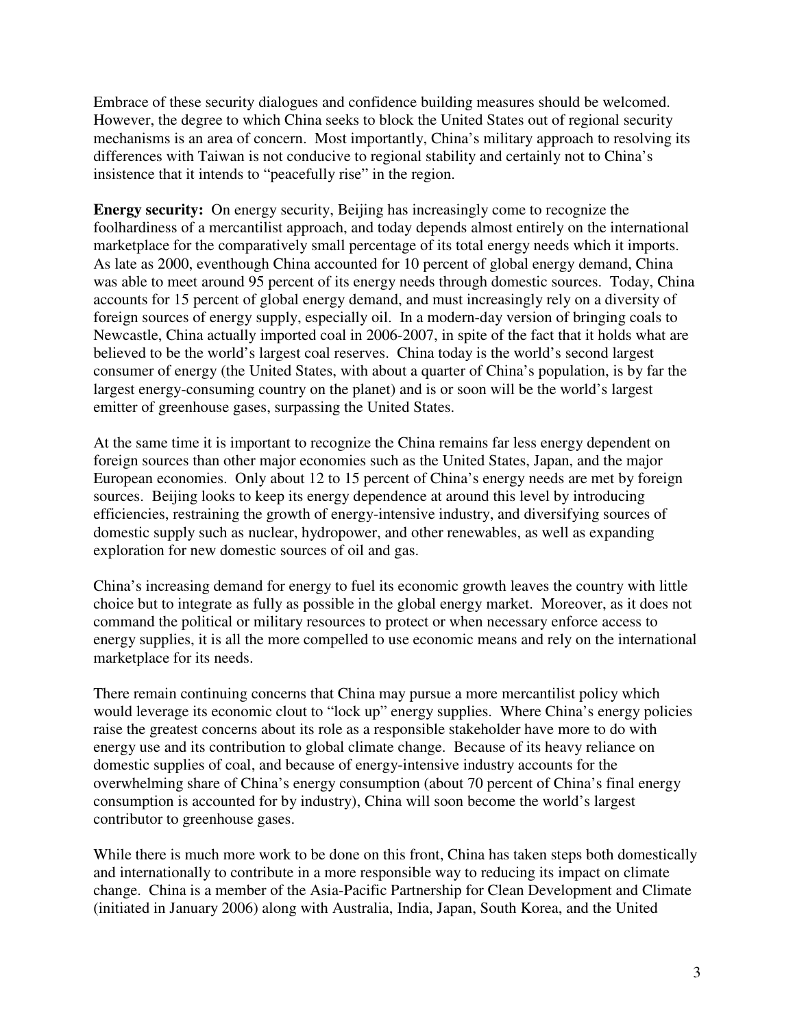Embrace of these security dialogues and confidence building measures should be welcomed. However, the degree to which China seeks to block the United States out of regional security mechanisms is an area of concern. Most importantly, China's military approach to resolving its differences with Taiwan is not conducive to regional stability and certainly not to China's insistence that it intends to "peacefully rise" in the region.

**Energy security:** On energy security, Beijing has increasingly come to recognize the foolhardiness of a mercantilist approach, and today depends almost entirely on the international marketplace for the comparatively small percentage of its total energy needs which it imports. As late as 2000, eventhough China accounted for 10 percent of global energy demand, China was able to meet around 95 percent of its energy needs through domestic sources. Today, China accounts for 15 percent of global energy demand, and must increasingly rely on a diversity of foreign sources of energy supply, especially oil. In a modern-day version of bringing coals to Newcastle, China actually imported coal in 2006-2007, in spite of the fact that it holds what are believed to be the world's largest coal reserves. China today is the world's second largest consumer of energy (the United States, with about a quarter of China's population, is by far the largest energy-consuming country on the planet) and is or soon will be the world's largest emitter of greenhouse gases, surpassing the United States.

At the same time it is important to recognize the China remains far less energy dependent on foreign sources than other major economies such as the United States, Japan, and the major European economies. Only about 12 to 15 percent of China's energy needs are met by foreign sources. Beijing looks to keep its energy dependence at around this level by introducing efficiencies, restraining the growth of energy-intensive industry, and diversifying sources of domestic supply such as nuclear, hydropower, and other renewables, as well as expanding exploration for new domestic sources of oil and gas.

China's increasing demand for energy to fuel its economic growth leaves the country with little choice but to integrate as fully as possible in the global energy market. Moreover, as it does not command the political or military resources to protect or when necessary enforce access to energy supplies, it is all the more compelled to use economic means and rely on the international marketplace for its needs.

There remain continuing concerns that China may pursue a more mercantilist policy which would leverage its economic clout to "lock up" energy supplies. Where China's energy policies raise the greatest concerns about its role as a responsible stakeholder have more to do with energy use and its contribution to global climate change. Because of its heavy reliance on domestic supplies of coal, and because of energy-intensive industry accounts for the overwhelming share of China's energy consumption (about 70 percent of China's final energy consumption is accounted for by industry), China will soon become the world's largest contributor to greenhouse gases.

While there is much more work to be done on this front, China has taken steps both domestically and internationally to contribute in a more responsible way to reducing its impact on climate change. China is a member of the Asia-Pacific Partnership for Clean Development and Climate (initiated in January 2006) along with Australia, India, Japan, South Korea, and the United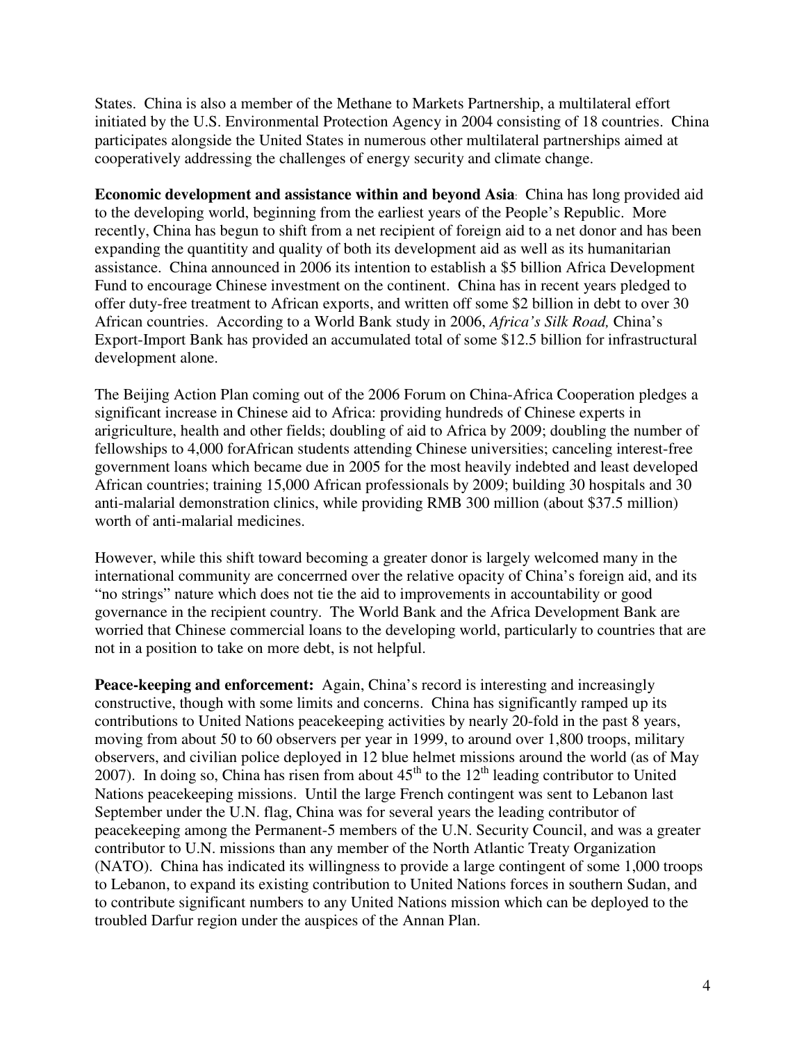States. China is also a member of the Methane to Markets Partnership, a multilateral effort initiated by the U.S. Environmental Protection Agency in 2004 consisting of 18 countries. China participates alongside the United States in numerous other multilateral partnerships aimed at cooperatively addressing the challenges of energy security and climate change.

**Economic development and assistance within and beyond Asia**: China has long provided aid to the developing world, beginning from the earliest years of the People's Republic. More recently, China has begun to shift from a net recipient of foreign aid to a net donor and has been expanding the quantitity and quality of both its development aid as well as its humanitarian assistance. China announced in 2006 its intention to establish a $5 billion Africa Development Fund to encourage Chinese investment on the continent. China has in recent years pledged to offer duty-free treatment to African exports, and written off some $2 billion in debt to over 30 African countries. According to a World Bank study in 2006, *Africa's Silk Road,* China's Export-Import Bank has provided an accumulated total of some $12.5 billion for infrastructural development alone.

The Beijing Action Plan coming out of the 2006 Forum on China-Africa Cooperation pledges a significant increase in Chinese aid to Africa: providing hundreds of Chinese experts in arigriculture, health and other fields; doubling of aid to Africa by 2009; doubling the number of fellowships to 4,000 forAfrican students attending Chinese universities; canceling interest-free government loans which became due in 2005 for the most heavily indebted and least developed African countries; training 15,000 African professionals by 2009; building 30 hospitals and 30 anti-malarial demonstration clinics, while providing RMB 300 million (about $37.5 million) worth of anti-malarial medicines.

However, while this shift toward becoming a greater donor is largely welcomed many in the international community are concerrned over the relative opacity of China's foreign aid, and its "no strings" nature which does not tie the aid to improvements in accountability or good governance in the recipient country. The World Bank and the Africa Development Bank are worried that Chinese commercial loans to the developing world, particularly to countries that are not in a position to take on more debt, is not helpful.

**Peace-keeping and enforcement:** Again, China's record is interesting and increasingly constructive, though with some limits and concerns. China has significantly ramped up its contributions to United Nations peacekeeping activities by nearly 20-fold in the past 8 years, moving from about 50 to 60 observers per year in 1999, to around over 1,800 troops, military observers, and civilian police deployed in 12 blue helmet missions around the world (as of May 2007). In doing so, China has risen from about 45th to the 12th leading contributor to United Nations peacekeeping missions. Until the large French contingent was sent to Lebanon last September under the U.N. flag, China was for several years the leading contributor of peacekeeping among the Permanent-5 members of the U.N. Security Council, and was a greater contributor to U.N. missions than any member of the North Atlantic Treaty Organization (NATO). China has indicated its willingness to provide a large contingent of some 1,000 troops to Lebanon, to expand its existing contribution to United Nations forces in southern Sudan, and to contribute significant numbers to any United Nations mission which can be deployed to the troubled Darfur region under the auspices of the Annan Plan.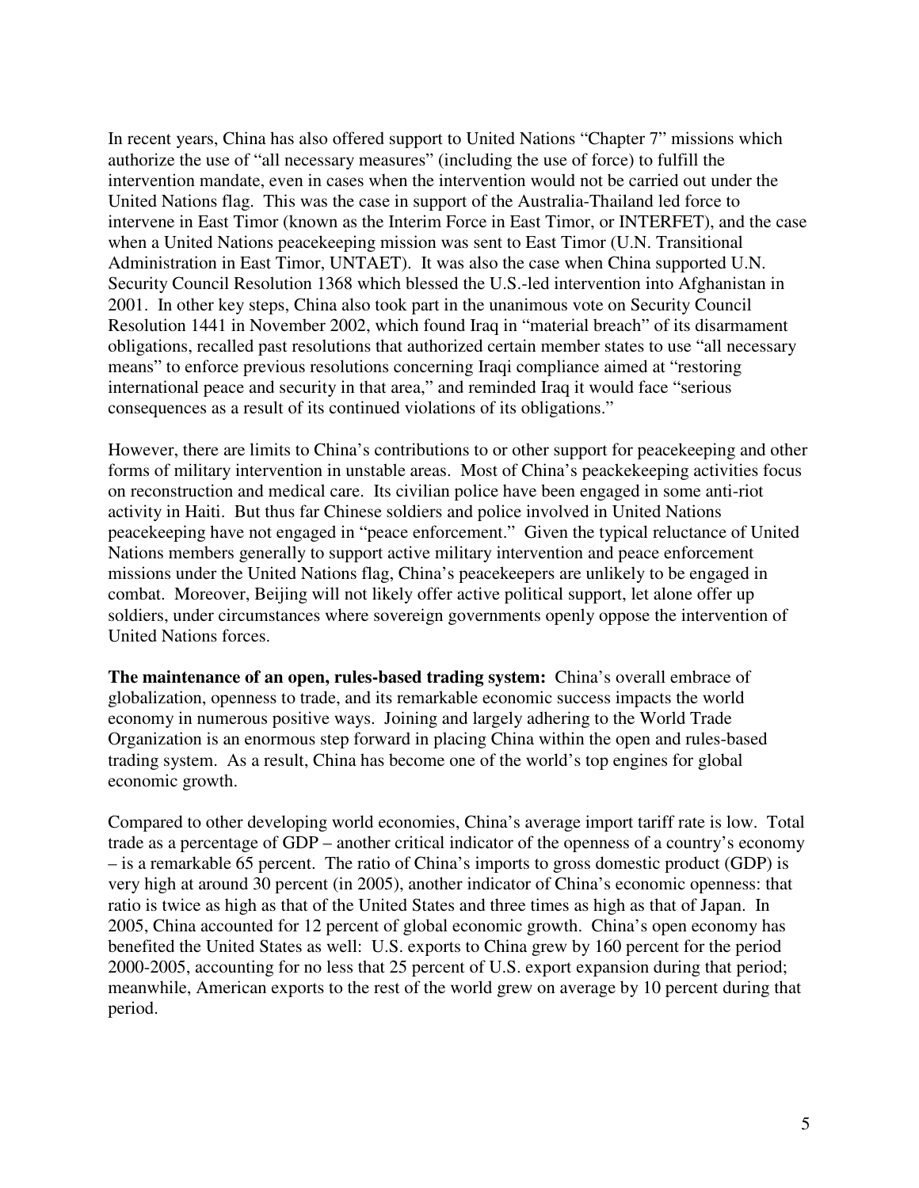In recent years, China has also offered support to United Nations "Chapter 7" missions which authorize the use of "all necessary measures" (including the use of force) to fulfill the intervention mandate, even in cases when the intervention would not be carried out under the United Nations flag. This was the case in support of the Australia-Thailand led force to intervene in East Timor (known as the Interim Force in East Timor, or INTERFET), and the case when a United Nations peacekeeping mission was sent to East Timor (U.N. Transitional Administration in East Timor, UNTAET). It was also the case when China supported U.N. Security Council Resolution 1368 which blessed the U.S.-led intervention into Afghanistan in 2001. In other key steps, China also took part in the unanimous vote on Security Council Resolution 1441 in November 2002, which found Iraq in "material breach" of its disarmament obligations, recalled past resolutions that authorized certain member states to use "all necessary means" to enforce previous resolutions concerning Iraqi compliance aimed at "restoring international peace and security in that area," and reminded Iraq it would face "serious consequences as a result of its continued violations of its obligations."

However, there are limits to China's contributions to or other support for peacekeeping and other forms of military intervention in unstable areas. Most of China's peackekeeping activities focus on reconstruction and medical care. Its civilian police have been engaged in some anti-riot activity in Haiti. But thus far Chinese soldiers and police involved in United Nations peacekeeping have not engaged in "peace enforcement." Given the typical reluctance of United Nations members generally to support active military intervention and peace enforcement missions under the United Nations flag, China's peacekeepers are unlikely to be engaged in combat. Moreover, Beijing will not likely offer active political support, let alone offer up soldiers, under circumstances where sovereign governments openly oppose the intervention of United Nations forces.

**The maintenance of an open, rules-based trading system:** China's overall embrace of globalization, openness to trade, and its remarkable economic success impacts the world economy in numerous positive ways. Joining and largely adhering to the World Trade Organization is an enormous step forward in placing China within the open and rules-based trading system. As a result, China has become one of the world's top engines for global economic growth.

Compared to other developing world economies, China's average import tariff rate is low. Total trade as a percentage of GDP – another critical indicator of the openness of a country's economy – is a remarkable 65 percent. The ratio of China's imports to gross domestic product (GDP) is very high at around 30 percent (in 2005), another indicator of China's economic openness: that ratio is twice as high as that of the United States and three times as high as that of Japan. In 2005, China accounted for 12 percent of global economic growth. China's open economy has benefited the United States as well: U.S. exports to China grew by 160 percent for the period 2000-2005, accounting for no less that 25 percent of U.S. export expansion during that period; meanwhile, American exports to the rest of the world grew on average by 10 percent during that period.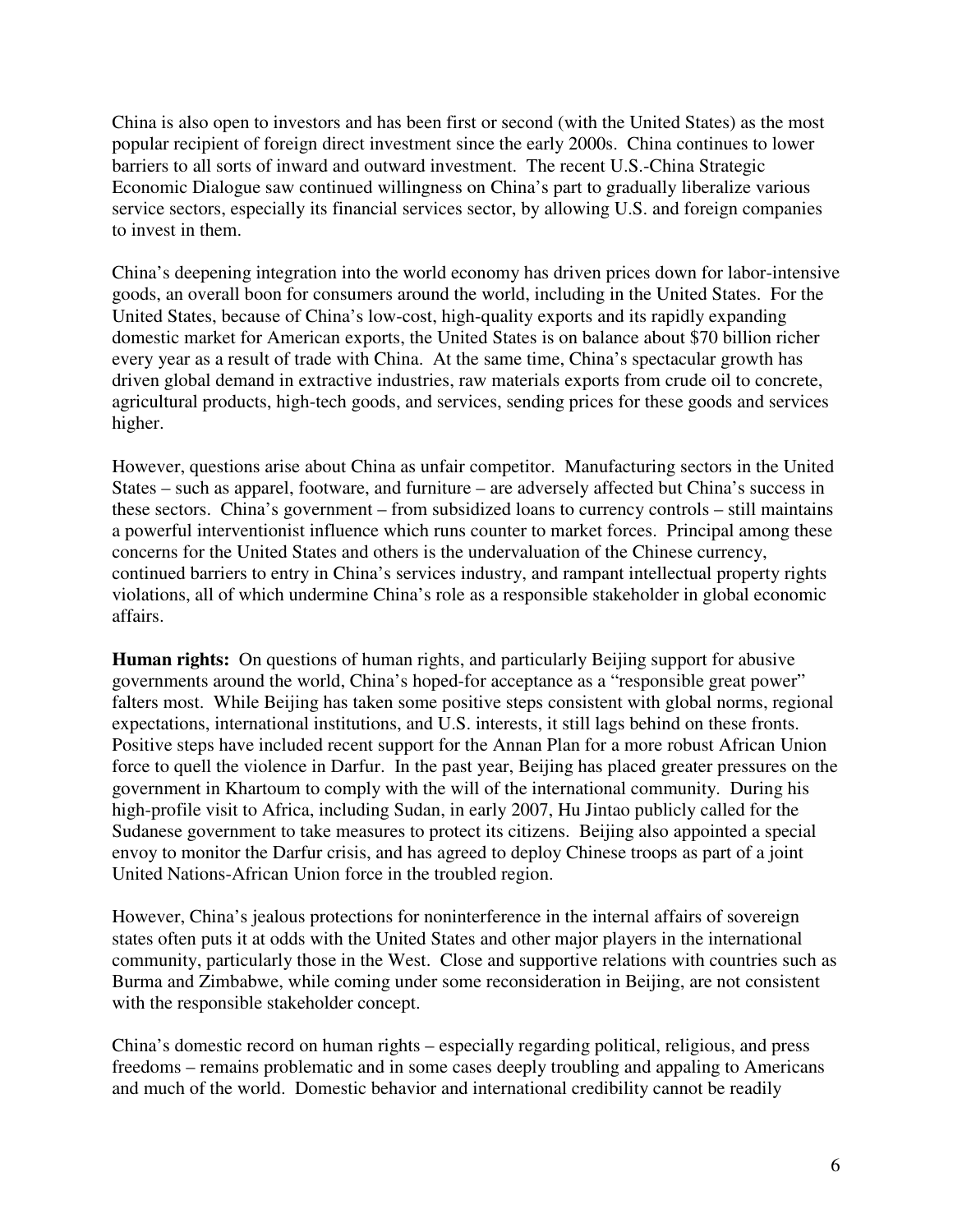China is also open to investors and has been first or second (with the United States) as the most popular recipient of foreign direct investment since the early 2000s. China continues to lower barriers to all sorts of inward and outward investment. The recent U.S.-China Strategic Economic Dialogue saw continued willingness on China's part to gradually liberalize various service sectors, especially its financial services sector, by allowing U.S. and foreign companies to invest in them.

China's deepening integration into the world economy has driven prices down for labor-intensive goods, an overall boon for consumers around the world, including in the United States. For the United States, because of China's low-cost, high-quality exports and its rapidly expanding domestic market for American exports, the United States is on balance about $70 billion richer every year as a result of trade with China. At the same time, China's spectacular growth has driven global demand in extractive industries, raw materials exports from crude oil to concrete, agricultural products, high-tech goods, and services, sending prices for these goods and services higher.

However, questions arise about China as unfair competitor. Manufacturing sectors in the United States – such as apparel, footware, and furniture – are adversely affected but China's success in these sectors. China's government – from subsidized loans to currency controls – still maintains a powerful interventionist influence which runs counter to market forces. Principal among these concerns for the United States and others is the undervaluation of the Chinese currency, continued barriers to entry in China's services industry, and rampant intellectual property rights violations, all of which undermine China's role as a responsible stakeholder in global economic affairs.

**Human rights:** On questions of human rights, and particularly Beijing support for abusive governments around the world, China's hoped-for acceptance as a "responsible great power" falters most. While Beijing has taken some positive steps consistent with global norms, regional expectations, international institutions, and U.S. interests, it still lags behind on these fronts. Positive steps have included recent support for the Annan Plan for a more robust African Union force to quell the violence in Darfur. In the past year, Beijing has placed greater pressures on the government in Khartoum to comply with the will of the international community. During his high-profile visit to Africa, including Sudan, in early 2007, Hu Jintao publicly called for the Sudanese government to take measures to protect its citizens. Beijing also appointed a special envoy to monitor the Darfur crisis, and has agreed to deploy Chinese troops as part of a joint United Nations-African Union force in the troubled region.

However, China's jealous protections for noninterference in the internal affairs of sovereign states often puts it at odds with the United States and other major players in the international community, particularly those in the West. Close and supportive relations with countries such as Burma and Zimbabwe, while coming under some reconsideration in Beijing, are not consistent with the responsible stakeholder concept.

China's domestic record on human rights – especially regarding political, religious, and press freedoms – remains problematic and in some cases deeply troubling and appaling to Americans and much of the world. Domestic behavior and international credibility cannot be readily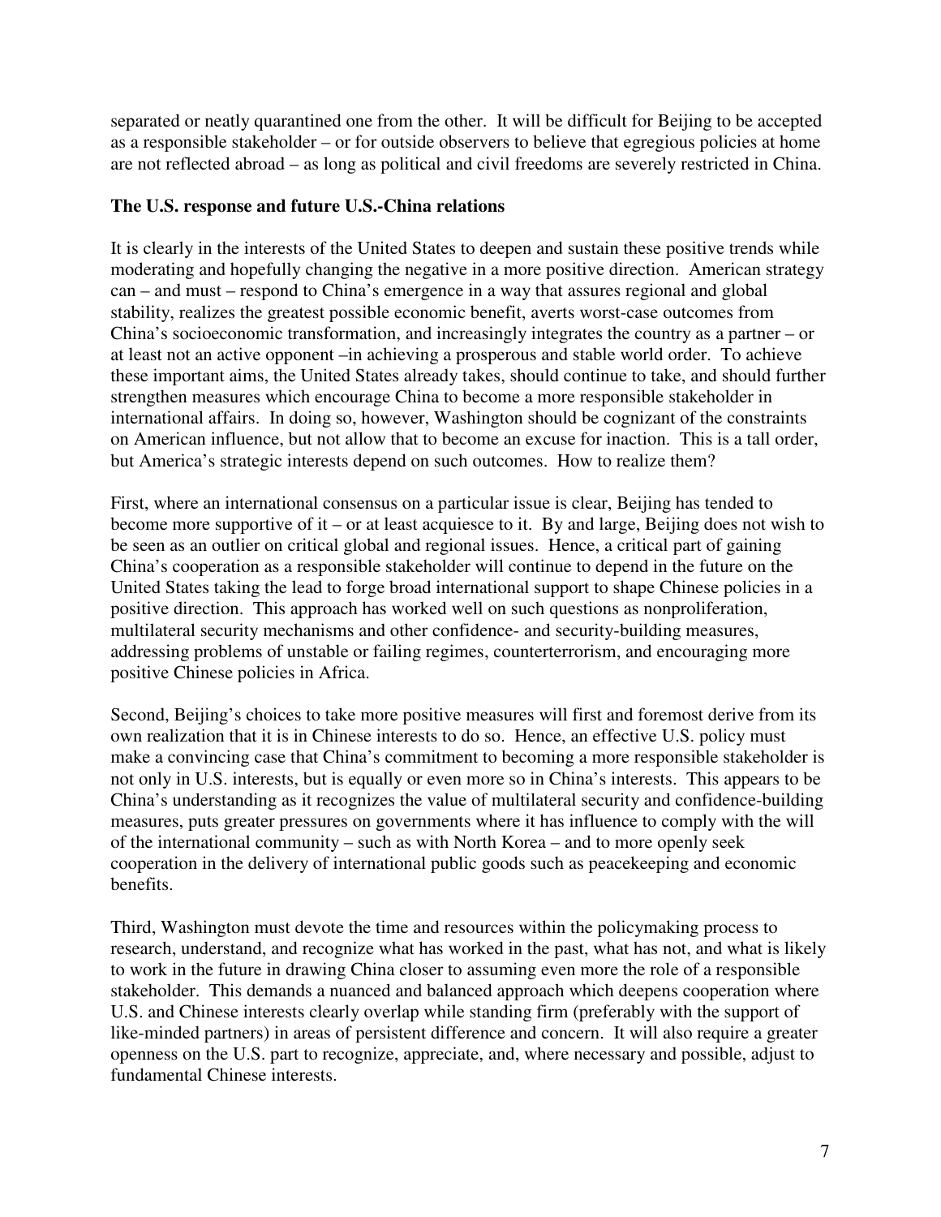separated or neatly quarantined one from the other. It will be difficult for Beijing to be accepted as a responsible stakeholder – or for outside observers to believe that egregious policies at home are not reflected abroad – as long as political and civil freedoms are severely restricted in China.

### The U.S. response and future U.S.-China relations

It is clearly in the interests of the United States to deepen and sustain these positive trends while moderating and hopefully changing the negative in a more positive direction. American strategy can – and must – respond to China's emergence in a way that assures regional and global stability, realizes the greatest possible economic benefit, averts worst-case outcomes from China's socioeconomic transformation, and increasingly integrates the country as a partner – or at least not an active opponent –in achieving a prosperous and stable world order. To achieve these important aims, the United States already takes, should continue to take, and should further strengthen measures which encourage China to become a more responsible stakeholder in international affairs. In doing so, however, Washington should be cognizant of the constraints on American influence, but not allow that to become an excuse for inaction. This is a tall order, but America's strategic interests depend on such outcomes. How to realize them?

First, where an international consensus on a particular issue is clear, Beijing has tended to become more supportive of it – or at least acquiesce to it. By and large, Beijing does not wish to be seen as an outlier on critical global and regional issues. Hence, a critical part of gaining China's cooperation as a responsible stakeholder will continue to depend in the future on the United States taking the lead to forge broad international support to shape Chinese policies in a positive direction. This approach has worked well on such questions as nonproliferation, multilateral security mechanisms and other confidence- and security-building measures, addressing problems of unstable or failing regimes, counterterrorism, and encouraging more positive Chinese policies in Africa.

Second, Beijing's choices to take more positive measures will first and foremost derive from its own realization that it is in Chinese interests to do so. Hence, an effective U.S. policy must make a convincing case that China's commitment to becoming a more responsible stakeholder is not only in U.S. interests, but is equally or even more so in China's interests. This appears to be China's understanding as it recognizes the value of multilateral security and confidence-building measures, puts greater pressures on governments where it has influence to comply with the will of the international community – such as with North Korea – and to more openly seek cooperation in the delivery of international public goods such as peacekeeping and economic benefits.

Third, Washington must devote the time and resources within the policymaking process to research, understand, and recognize what has worked in the past, what has not, and what is likely to work in the future in drawing China closer to assuming even more the role of a responsible stakeholder. This demands a nuanced and balanced approach which deepens cooperation where U.S. and Chinese interests clearly overlap while standing firm (preferably with the support of like-minded partners) in areas of persistent difference and concern. It will also require a greater openness on the U.S. part to recognize, appreciate, and, where necessary and possible, adjust to fundamental Chinese interests.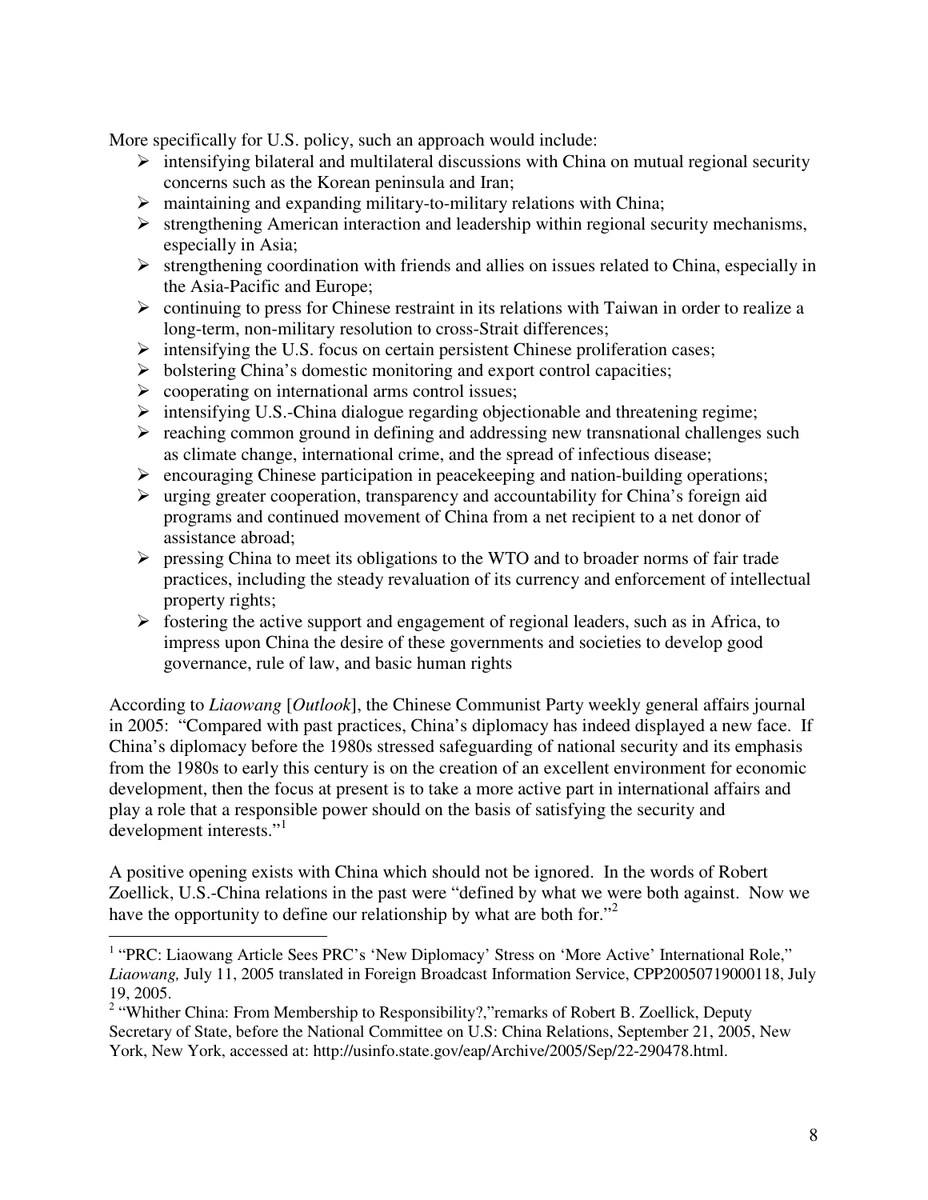More specifically for U.S. policy, such an approach would include:

- intensifying bilateral and multilateral discussions with China on mutual regional security concerns such as the Korean peninsula and Iran;
- maintaining and expanding military-to-military relations with China;
- strengthening American interaction and leadership within regional security mechanisms, especially in Asia;
- strengthening coordination with friends and allies on issues related to China, especially in the Asia-Pacific and Europe;
- continuing to press for Chinese restraint in its relations with Taiwan in order to realize a long-term, non-military resolution to cross-Strait differences;
- intensifying the U.S. focus on certain persistent Chinese proliferation cases;
- bolstering China's domestic monitoring and export control capacities;
- cooperating on international arms control issues;
- intensifying U.S.-China dialogue regarding objectionable and threatening regime;
- reaching common ground in defining and addressing new transnational challenges such as climate change, international crime, and the spread of infectious disease;
- encouraging Chinese participation in peacekeeping and nation-building operations;
- urging greater cooperation, transparency and accountability for China's foreign aid programs and continued movement of China from a net recipient to a net donor of assistance abroad;
- pressing China to meet its obligations to the WTO and to broader norms of fair trade practices, including the steady revaluation of its currency and enforcement of intellectual property rights;
- fostering the active support and engagement of regional leaders, such as in Africa, to impress upon China the desire of these governments and societies to develop good governance, rule of law, and basic human rights

According to *Liaowang* [*Outlook*], the Chinese Communist Party weekly general affairs journal in 2005: "Compared with past practices, China's diplomacy has indeed displayed a new face. If China's diplomacy before the 1980s stressed safeguarding of national security and its emphasis from the 1980s to early this century is on the creation of an excellent environment for economic development, then the focus at present is to take a more active part in international affairs and play a role that a responsible power should on the basis of satisfying the security and development interests."[1]

A positive opening exists with China which should not be ignored. In the words of Robert Zoellick, U.S.-China relations in the past were "defined by what we were both against. Now we have the opportunity to define our relationship by what are both for."[2]

---

[1] "PRC: Liaowang Article Sees PRC's 'New Diplomacy' Stress on 'More Active' International Role," *Liaowang,* July 11, 2005 translated in Foreign Broadcast Information Service, CPP20050719000118, July 19, 2005.

[2] "Whither China: From Membership to Responsibility?,"remarks of Robert B. Zoellick, Deputy Secretary of State, before the National Committee on U.S: China Relations, September 21, 2005, New York, New York, accessed at: http://usinfo.state.gov/eap/Archive/2005/Sep/22-290478.html.